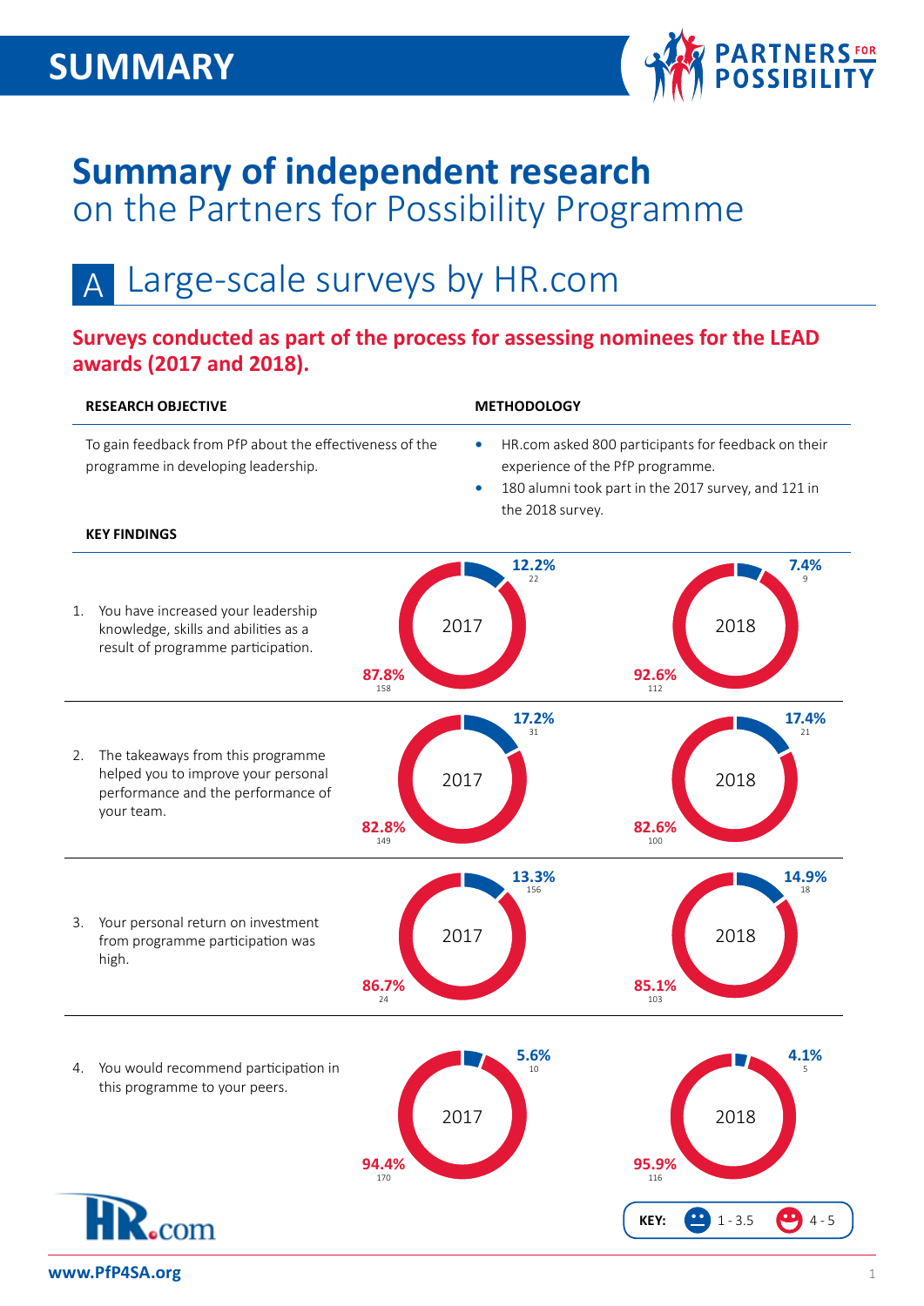# SUMMARY

# Summary of independent research
## on the Partners for Possibility Programme

## A Large-scale surveys by HR.com

**Surveys conducted as part of the process for assessing nominees for the LEAD awards (2017 and 2018).**

**RESEARCH OBJECTIVE**

To gain feedback from PfP about the effectiveness of the programme in developing leadership.

**METHODOLOGY**

- HR.com asked 800 participants for feedback on their experience of the PfP programme.
- 180 alumni took part in the 2017 survey, and 121 in the 2018 survey.

**KEY FINDINGS**

| Finding | 2017 (4 - 5) | 2017 (1 - 3.5) | 2018 (4 - 5) | 2018 (1 - 3.5) |
|---|---|---|---|---|
| 1. You have increased your leadership knowledge, skills and abilities as a result of programme participation. | 87.8% (158) | 12.2% (22) | 92.6% (112) | 7.4% (9) |
| 2. The takeaways from this programme helped you to improve your personal performance and the performance of your team. | 82.8% (149) | 17.2% (31) | 82.6% (100) | 17.4% (21) |
| 3. Your personal return on investment from programme participation was high. | 86.7% (24) | 13.3% (156) | 85.1% (103) | 14.9% (18) |
| 4. You would recommend participation in this programme to your peers. | 94.4% (170) | 5.6% (10) | 95.9% (116) | 4.1% (5) |

**KEY:** 1 - 3.5 | 4 - 5

www.PfP4SA.org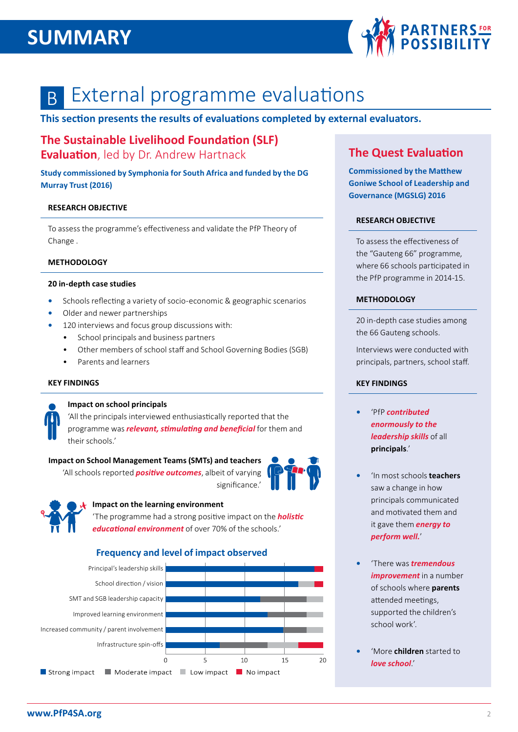# SUMMARY

## B External programme evaluations

**This section presents the results of evaluations completed by external evaluators.**

### The Sustainable Livelihood Foundation (SLF) Evaluation, led by Dr. Andrew Hartnack

**Study commissioned by Symphonia for South Africa and funded by the DG Murray Trust (2016)**

#### RESEARCH OBJECTIVE

To assess the programme's effectiveness and validate the PfP Theory of Change .

#### METHODOLOGY

**20 in-depth case studies**

- Schools reflecting a variety of socio-economic & geographic scenarios
- Older and newer partnerships
- 120 interviews and focus group discussions with:
    - School principals and business partners
    - Other members of school staff and School Governing Bodies (SGB)
    - Parents and learners

#### KEY FINDINGS

**Impact on school principals**
'All the principals interviewed enthusiastically reported that the programme was ***relevant, stimulating and beneficial*** for them and their schools.'

**Impact on School Management Teams (SMTs) and teachers**
'All schools reported ***positive outcomes***, albeit of varying significance.'

**Impact on the learning environment**
'The programme had a strong positive impact on the ***holistic educational environment*** of over 70% of the schools.'

**Frequency and level of impact observed**

| | Strong impact | Moderate impact | Low impact | No impact |
|---|---|---|---|---|
| Principal's leadership skills | 19 | 0 | 0 | 1 |
| School direction / vision | 17 | 0 | 2 | 1 |
| SMT and SGB leadership capacity | 12 | 6 | 2 | 0 |
| Improved learning environment | 13 | 5 | 2 | 0 |
| Increased community / parent involvement | 15 | 3 | 2 | 0 |
| Infrastructure spin-offs | 7 | 6 | 4 | 3 |

### The Quest Evaluation

**Commissioned by the Matthew Goniwe School of Leadership and Governance (MGSLG) 2016**

#### RESEARCH OBJECTIVE

To assess the effectiveness of the "Gauteng 66" programme, where 66 schools participated in the PfP programme in 2014-15.

#### METHODOLOGY

20 in-depth case studies among the 66 Gauteng schools.

Interviews were conducted with principals, partners, school staff.

#### KEY FINDINGS

- 'PfP ***contributed enormously to the leadership skills*** of all **principals**.'
- 'In most schools **teachers** saw a change in how principals communicated and motivated them and it gave them ***energy to perform well.***'
- 'There was ***tremendous improvement*** in a number of schools where **parents** attended meetings, supported the children's school work'.
- 'More **children** started to ***love school***.'

www.PfP4SA.org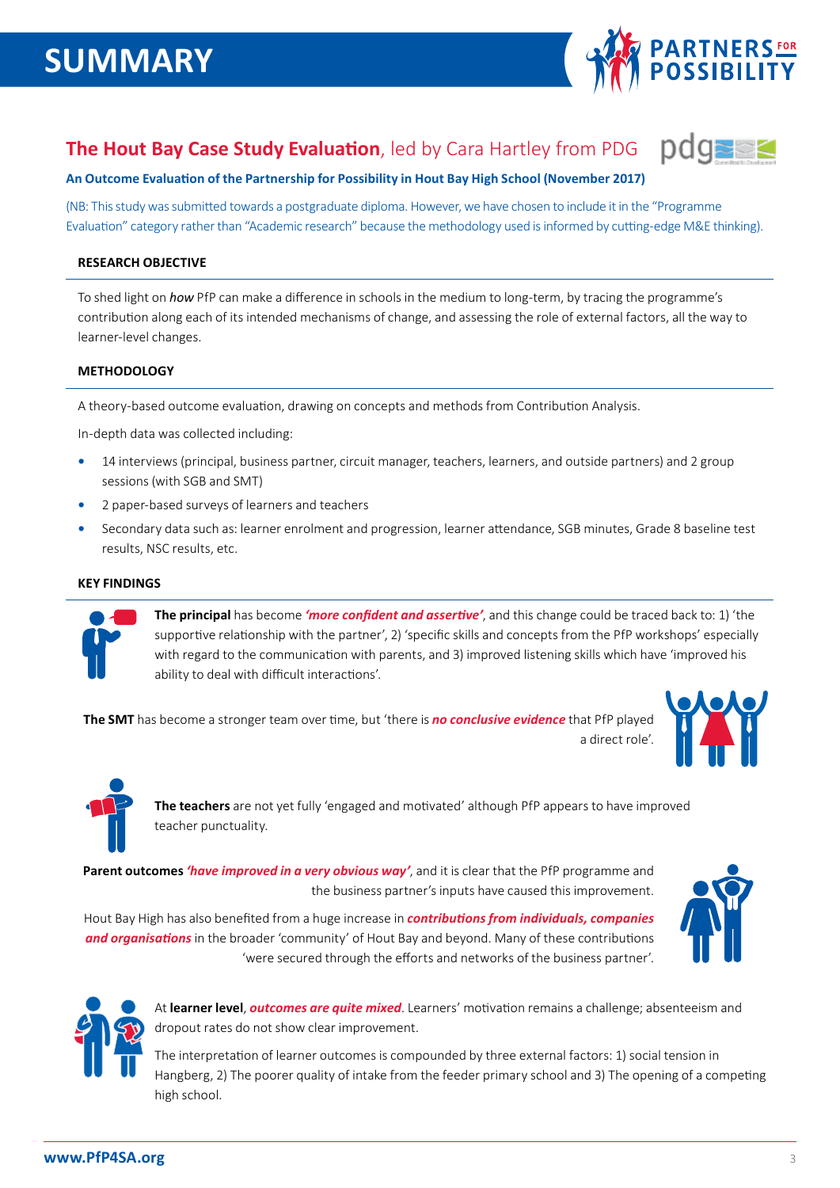# SUMMARY

## The Hout Bay Case Study Evaluation, led by Cara Hartley from PDG

**An Outcome Evaluation of the Partnership for Possibility in Hout Bay High School (November 2017)**

(NB: This study was submitted towards a postgraduate diploma. However, we have chosen to include it in the "Programme Evaluation" category rather than "Academic research" because the methodology used is informed by cutting-edge M&E thinking).

### RESEARCH OBJECTIVE

To shed light on *how* PfP can make a difference in schools in the medium to long-term, by tracing the programme's contribution along each of its intended mechanisms of change, and assessing the role of external factors, all the way to learner-level changes.

### METHODOLOGY

A theory-based outcome evaluation, drawing on concepts and methods from Contribution Analysis.

In-depth data was collected including:

- 14 interviews (principal, business partner, circuit manager, teachers, learners, and outside partners) and 2 group sessions (with SGB and SMT)
- 2 paper-based surveys of learners and teachers
- Secondary data such as: learner enrolment and progression, learner attendance, SGB minutes, Grade 8 baseline test results, NSC results, etc.

### KEY FINDINGS

**The principal** has become ***'more confident and assertive'***, and this change could be traced back to: 1) 'the supportive relationship with the partner', 2) 'specific skills and concepts from the PfP workshops' especially with regard to the communication with parents, and 3) improved listening skills which have 'improved his ability to deal with difficult interactions'.

**The SMT** has become a stronger team over time, but 'there is ***no conclusive evidence*** that PfP played a direct role'.

**The teachers** are not yet fully 'engaged and motivated' although PfP appears to have improved teacher punctuality.

**Parent outcomes** ***'have improved in a very obvious way'***, and it is clear that the PfP programme and the business partner's inputs have caused this improvement.

Hout Bay High has also benefited from a huge increase in ***contributions from individuals, companies and organisations*** in the broader 'community' of Hout Bay and beyond. Many of these contributions 'were secured through the efforts and networks of the business partner'.

At **learner level**, ***outcomes are quite mixed***. Learners' motivation remains a challenge; absenteeism and dropout rates do not show clear improvement.

The interpretation of learner outcomes is compounded by three external factors: 1) social tension in Hangberg, 2) The poorer quality of intake from the feeder primary school and 3) The opening of a competing high school.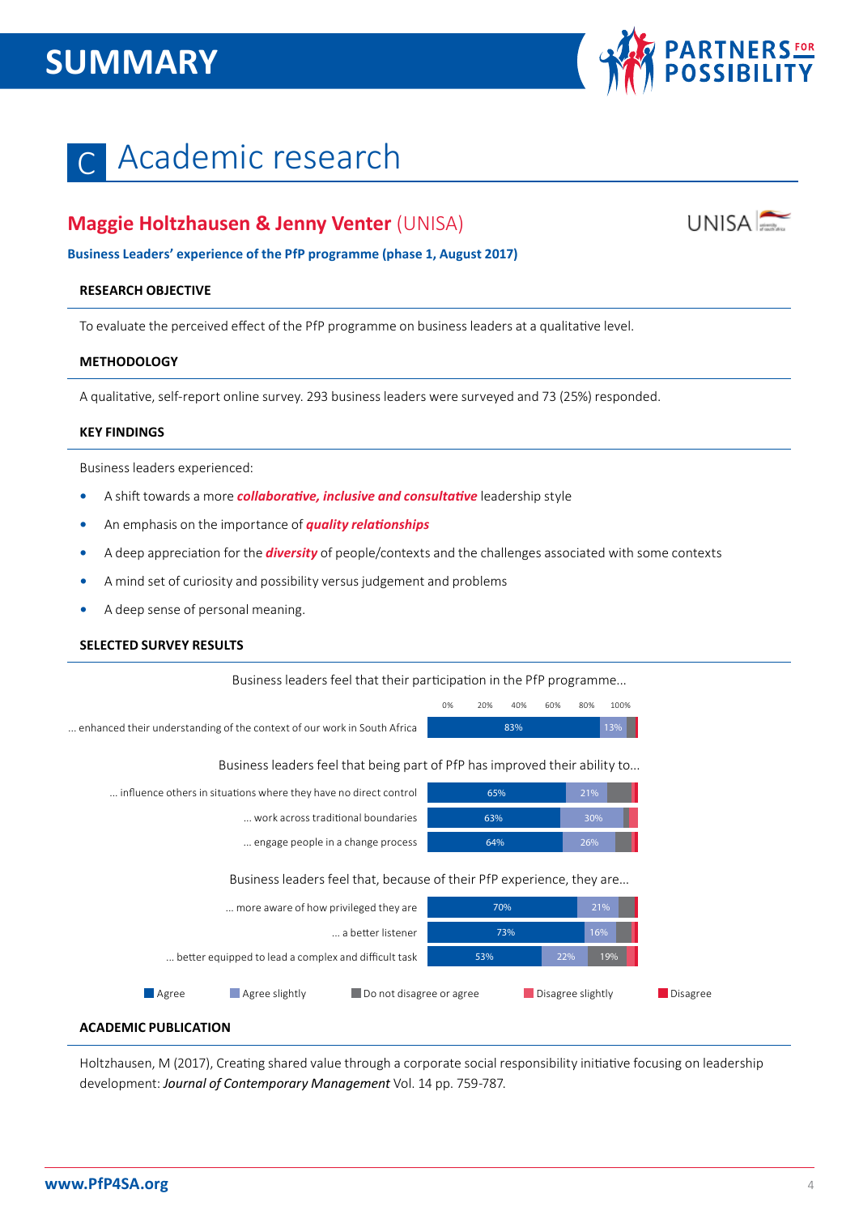# SUMMARY

## C Academic research

### **Maggie Holtzhausen & Jenny Venter** (UNISA)

**Business Leaders' experience of the PfP programme (phase 1, August 2017)**

#### RESEARCH OBJECTIVE

To evaluate the perceived effect of the PfP programme on business leaders at a qualitative level.

#### METHODOLOGY

A qualitative, self-report online survey. 293 business leaders were surveyed and 73 (25%) responded.

#### KEY FINDINGS

Business leaders experienced:

- A shift towards a more ***collaborative, inclusive and consultative*** leadership style
- An emphasis on the importance of ***quality relationships***
- A deep appreciation for the ***diversity*** of people/contexts and the challenges associated with some contexts
- A mind set of curiosity and possibility versus judgement and problems
- A deep sense of personal meaning.

#### SELECTED SURVEY RESULTS

Business leaders feel that their participation in the PfP programme...

| | Agree | Agree slightly | Do not disagree or agree | Disagree slightly | Disagree |
|---|---|---|---|---|---|
| ... enhanced their understanding of the context of our work in South Africa | 83% | 13% | | | |

Business leaders feel that being part of PfP has improved their ability to...

| | Agree | Agree slightly | Do not disagree or agree | Disagree slightly | Disagree |
|---|---|---|---|---|---|
| ... influence others in situations where they have no direct control | 65% | 21% | | | |
| ... work across traditional boundaries | 63% | 30% | | | |
| ... engage people in a change process | 64% | 26% | | | |

Business leaders feel that, because of their PfP experience, they are...

| | Agree | Agree slightly | Do not disagree or agree | Disagree slightly | Disagree |
|---|---|---|---|---|---|
| ... more aware of how privileged they are | 70% | 21% | | | |
| ... a better listener | 73% | 16% | | | |
| ... better equipped to lead a complex and difficult task | 53% | 22% | 19% | | |

#### ACADEMIC PUBLICATION

Holtzhausen, M (2017), Creating shared value through a corporate social responsibility initiative focusing on leadership development: *Journal of Contemporary Management* Vol. 14 pp. 759-787.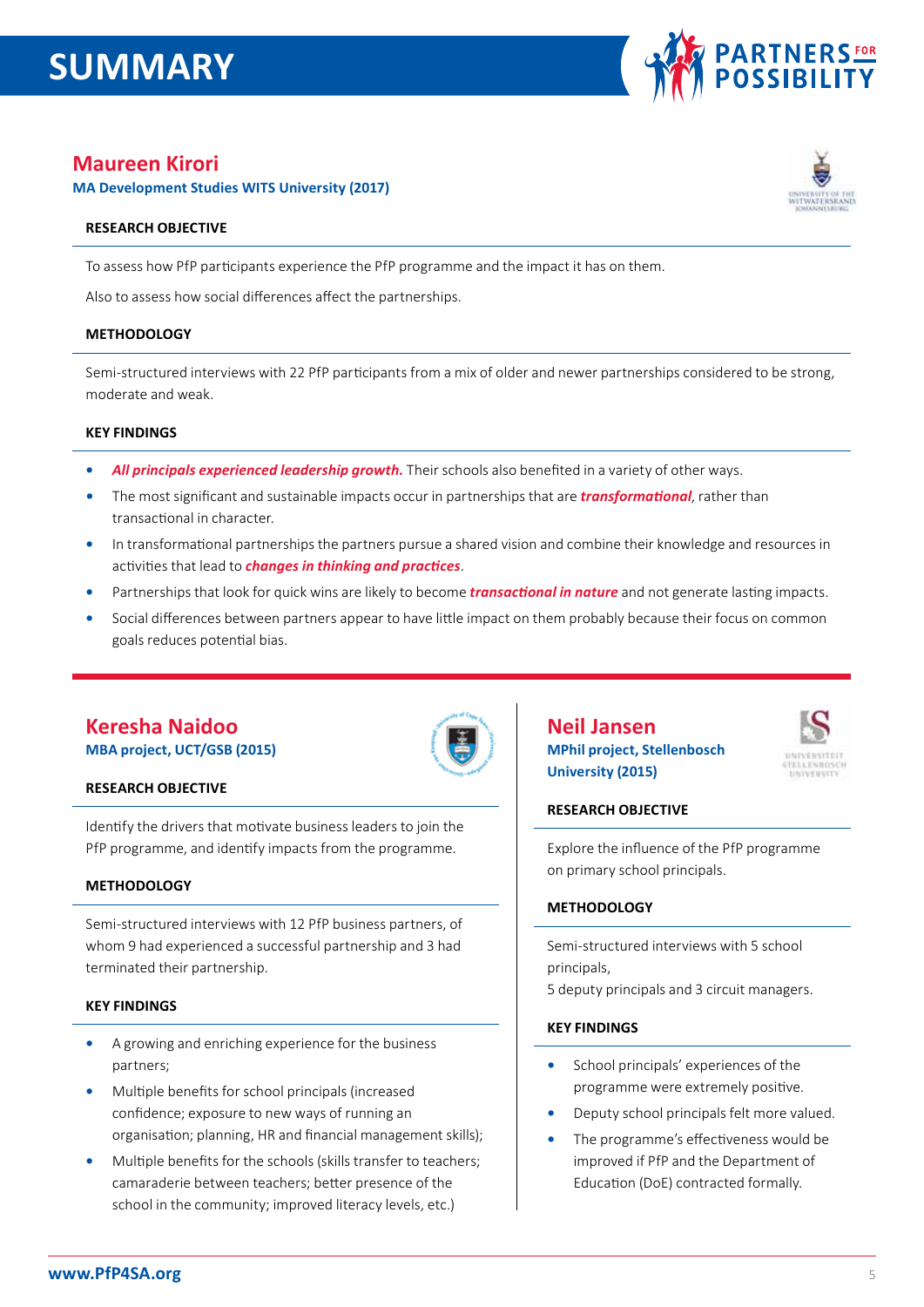# SUMMARY

## Maureen Kirori

**MA Development Studies WITS University (2017)**

#### RESEARCH OBJECTIVE

To assess how PfP participants experience the PfP programme and the impact it has on them.

Also to assess how social differences affect the partnerships.

#### METHODOLOGY

Semi-structured interviews with 22 PfP participants from a mix of older and newer partnerships considered to be strong, moderate and weak.

#### KEY FINDINGS

- ***All principals experienced leadership growth.*** Their schools also benefited in a variety of other ways.
- The most significant and sustainable impacts occur in partnerships that are ***transformational***, rather than transactional in character.
- In transformational partnerships the partners pursue a shared vision and combine their knowledge and resources in activities that lead to ***changes in thinking and practices***.
- Partnerships that look for quick wins are likely to become ***transactional in nature*** and not generate lasting impacts.
- Social differences between partners appear to have little impact on them probably because their focus on common goals reduces potential bias.

## Keresha Naidoo

**MBA project, UCT/GSB (2015)**

#### RESEARCH OBJECTIVE

Identify the drivers that motivate business leaders to join the PfP programme, and identify impacts from the programme.

#### METHODOLOGY

Semi-structured interviews with 12 PfP business partners, of whom 9 had experienced a successful partnership and 3 had terminated their partnership.

#### KEY FINDINGS

- A growing and enriching experience for the business partners;
- Multiple benefits for school principals (increased confidence; exposure to new ways of running an organisation; planning, HR and financial management skills);
- Multiple benefits for the schools (skills transfer to teachers; camaraderie between teachers; better presence of the school in the community; improved literacy levels, etc.)

## Neil Jansen

**MPhil project, Stellenbosch University (2015)**

#### RESEARCH OBJECTIVE

Explore the influence of the PfP programme on primary school principals.

#### METHODOLOGY

Semi-structured interviews with 5 school principals,
5 deputy principals and 3 circuit managers.

#### KEY FINDINGS

- School principals' experiences of the programme were extremely positive.
- Deputy school principals felt more valued.
- The programme's effectiveness would be improved if PfP and the Department of Education (DoE) contracted formally.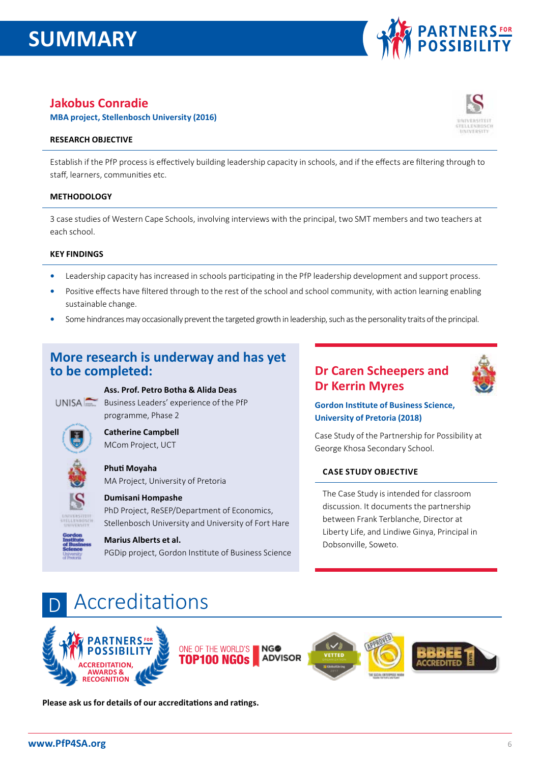# SUMMARY

## Jakobus Conradie

**MBA project, Stellenbosch University (2016)**

**RESEARCH OBJECTIVE**

Establish if the PfP process is effectively building leadership capacity in schools, and if the effects are filtering through to staff, learners, communities etc.

**METHODOLOGY**

3 case studies of Western Cape Schools, involving interviews with the principal, two SMT members and two teachers at each school.

**KEY FINDINGS**

- Leadership capacity has increased in schools participating in the PfP leadership development and support process.
- Positive effects have filtered through to the rest of the school and school community, with action learning enabling sustainable change.
- Some hindrances may occasionally prevent the targeted growth in leadership, such as the personality traits of the principal.

## More research is underway and has yet to be completed:

**Ass. Prof. Petro Botha & Alida Deas**
Business Leaders' experience of the PfP programme, Phase 2

**Catherine Campbell**
MCom Project, UCT

**Phuti Moyaha**
MA Project, University of Pretoria

**Dumisani Hompashe**
PhD Project, ReSEP/Department of Economics, Stellenbosch University and University of Fort Hare

**Marius Alberts et al.**
PGDip project, Gordon Institute of Business Science

## Dr Caren Scheepers and Dr Kerrin Myres

**Gordon Institute of Business Science, University of Pretoria (2018)**

Case Study of the Partnership for Possibility at George Khosa Secondary School.

**CASE STUDY OBJECTIVE**

The Case Study is intended for classroom discussion. It documents the partnership between Frank Terblanche, Director at Liberty Life, and Lindiwe Ginya, Principal in Dobsonville, Soweto.

# D Accreditations

PARTNERS FOR POSSIBILITY — ACCREDITATION, AWARDS & RECOGNITION

ONE OF THE WORLD'S TOP100 NGOs — NGO ADVISOR

VETTED

APPROVED

BBBEE ACCREDITED LEVEL 1

**Please ask us for details of our accreditations and ratings.**

www.PfP4SA.org